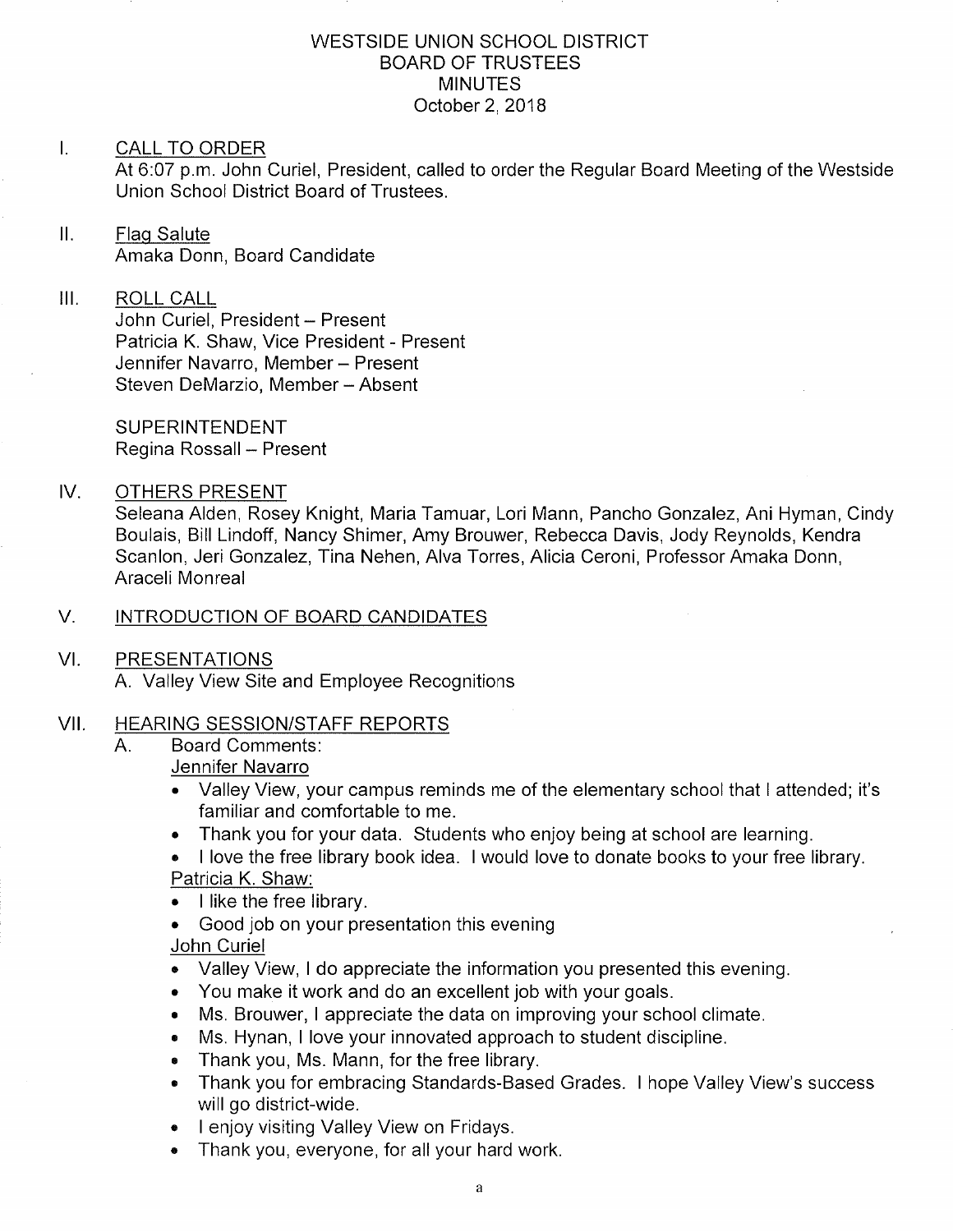# WESTSIDE UNION SCHOOL DISTRICT
## BOARD OF TRUSTEES
## MINUTES
### October 2, 2018

I. CALL TO ORDER

At 6:07 p.m. John Curiel, President, called to order the Regular Board Meeting of the Westside Union School District Board of Trustees.

II. Flag Salute

Amaka Donn, Board Candidate

III. ROLL CALL

John Curiel, President – Present
Patricia K. Shaw, Vice President - Present
Jennifer Navarro, Member – Present
Steven DeMarzio, Member – Absent

SUPERINTENDENT
Regina Rossall – Present

IV. OTHERS PRESENT

Seleana Alden, Rosey Knight, Maria Tamuar, Lori Mann, Pancho Gonzalez, Ani Hyman, Cindy Boulais, Bill Lindoff, Nancy Shimer, Amy Brouwer, Rebecca Davis, Jody Reynolds, Kendra Scanlon, Jeri Gonzalez, Tina Nehen, Alva Torres, Alicia Ceroni, Professor Amaka Donn, Araceli Monreal

V. INTRODUCTION OF BOARD CANDIDATES

VI. PRESENTATIONS

A. Valley View Site and Employee Recognitions

VII. HEARING SESSION/STAFF REPORTS

A. Board Comments:

Jennifer Navarro

- Valley View, your campus reminds me of the elementary school that I attended; it's familiar and comfortable to me.
- Thank you for your data. Students who enjoy being at school are learning.
- I love the free library book idea. I would love to donate books to your free library.

Patricia K. Shaw:

- I like the free library.
- Good job on your presentation this evening

John Curiel

- Valley View, I do appreciate the information you presented this evening.
- You make it work and do an excellent job with your goals.
- Ms. Brouwer, I appreciate the data on improving your school climate.
- Ms. Hynan, I love your innovated approach to student discipline.
- Thank you, Ms. Mann, for the free library.
- Thank you for embracing Standards-Based Grades. I hope Valley View's success will go district-wide.
- I enjoy visiting Valley View on Fridays.
- Thank you, everyone, for all your hard work.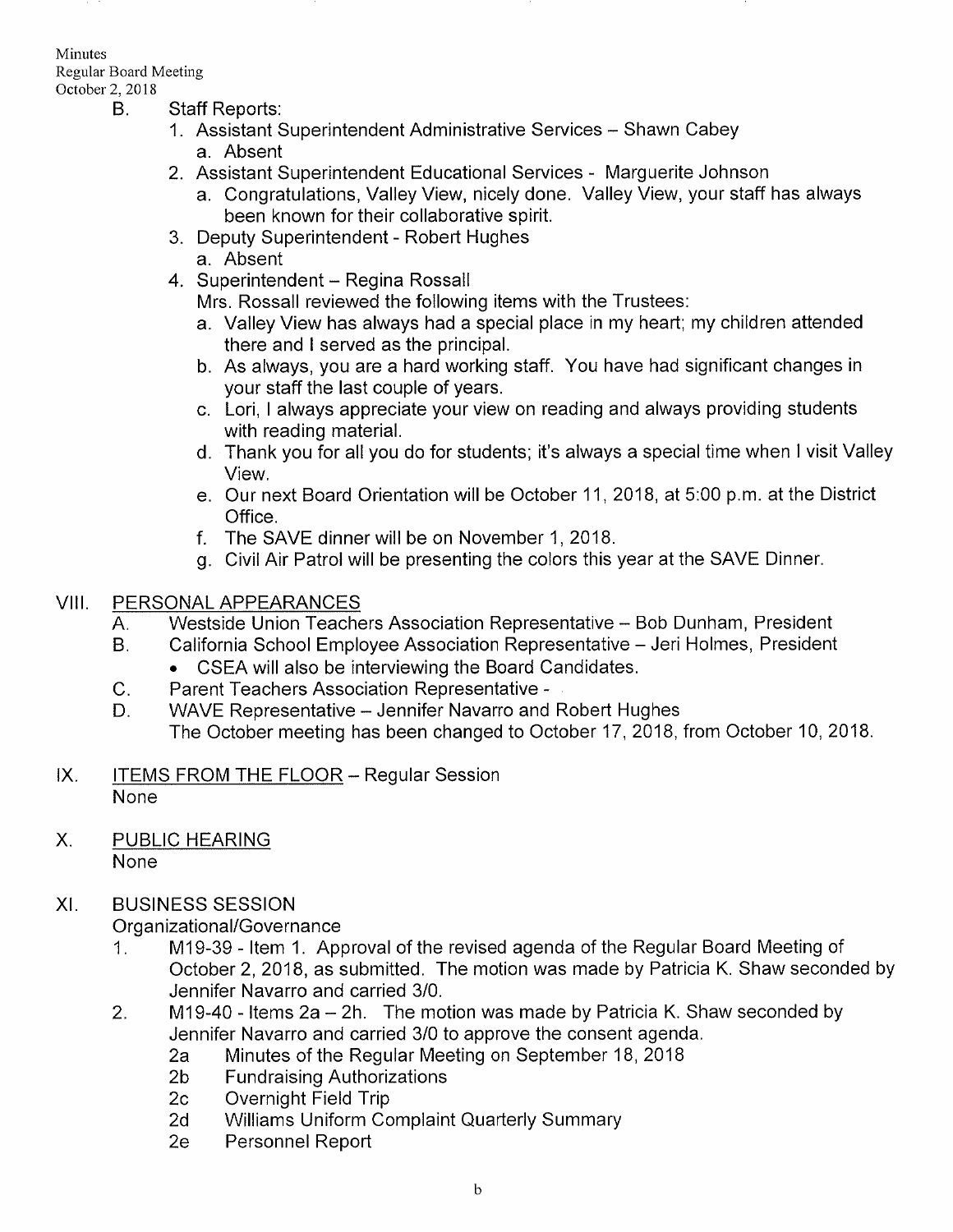B. Staff Reports:

1. Assistant Superintendent Administrative Services – Shawn Cabey
   a. Absent
2. Assistant Superintendent Educational Services - Marguerite Johnson
   a. Congratulations, Valley View, nicely done. Valley View, your staff has always been known for their collaborative spirit.
3. Deputy Superintendent - Robert Hughes
   a. Absent
4. Superintendent – Regina Rossall

   Mrs. Rossall reviewed the following items with the Trustees:

   a. Valley View has always had a special place in my heart; my children attended there and I served as the principal.
   b. As always, you are a hard working staff. You have had significant changes in your staff the last couple of years.
   c. Lori, I always appreciate your view on reading and always providing students with reading material.
   d. Thank you for all you do for students; it's always a special time when I visit Valley View.
   e. Our next Board Orientation will be October 11, 2018, at 5:00 p.m. at the District Office.
   f. The SAVE dinner will be on November 1, 2018.
   g. Civil Air Patrol will be presenting the colors this year at the SAVE Dinner.

## VIII. PERSONAL APPEARANCES

A. Westside Union Teachers Association Representative – Bob Dunham, President

B. California School Employee Association Representative – Jeri Holmes, President
   - CSEA will also be interviewing the Board Candidates.

C. Parent Teachers Association Representative -

D. WAVE Representative – Jennifer Navarro and Robert Hughes
   The October meeting has been changed to October 17, 2018, from October 10, 2018.

## IX. ITEMS FROM THE FLOOR – Regular Session

None

## X. PUBLIC HEARING

None

## XI. BUSINESS SESSION

Organizational/Governance

1. M19-39 - Item 1. Approval of the revised agenda of the Regular Board Meeting of October 2, 2018, as submitted. The motion was made by Patricia K. Shaw seconded by Jennifer Navarro and carried 3/0.
2. M19-40 - Items 2a – 2h. The motion was made by Patricia K. Shaw seconded by Jennifer Navarro and carried 3/0 to approve the consent agenda.
   - 2a Minutes of the Regular Meeting on September 18, 2018
   - 2b Fundraising Authorizations
   - 2c Overnight Field Trip
   - 2d Williams Uniform Complaint Quarterly Summary
   - 2e Personnel Report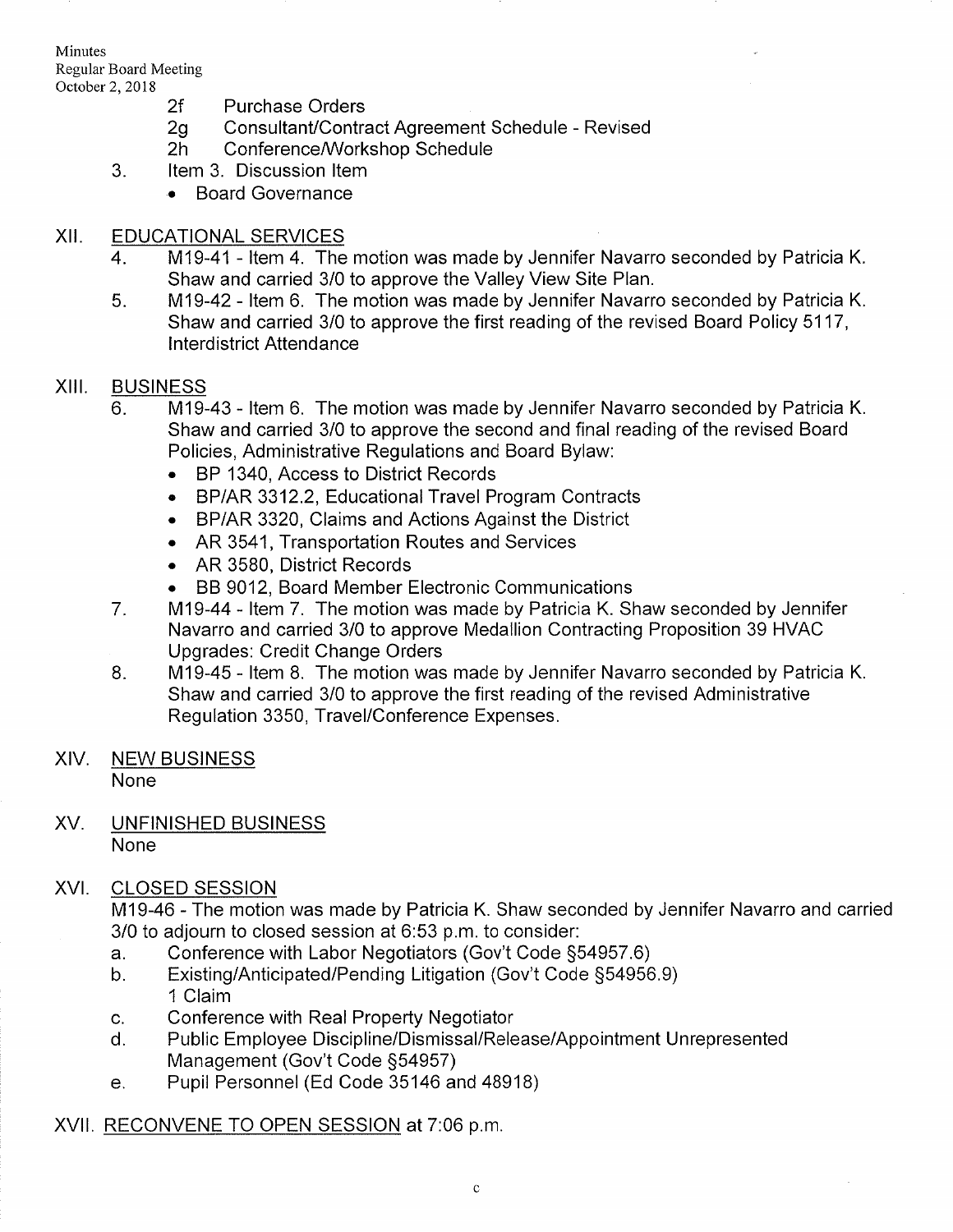- 2f Purchase Orders
- 2g Consultant/Contract Agreement Schedule - Revised
- 2h Conference/Workshop Schedule

3. Item 3. Discussion Item
   - Board Governance

## XII. EDUCATIONAL SERVICES

4. M19-41 - Item 4. The motion was made by Jennifer Navarro seconded by Patricia K. Shaw and carried 3/0 to approve the Valley View Site Plan.
5. M19-42 - Item 6. The motion was made by Jennifer Navarro seconded by Patricia K. Shaw and carried 3/0 to approve the first reading of the revised Board Policy 5117, Interdistrict Attendance

## XIII. BUSINESS

6. M19-43 - Item 6. The motion was made by Jennifer Navarro seconded by Patricia K. Shaw and carried 3/0 to approve the second and final reading of the revised Board Policies, Administrative Regulations and Board Bylaw:
   - BP 1340, Access to District Records
   - BP/AR 3312.2, Educational Travel Program Contracts
   - BP/AR 3320, Claims and Actions Against the District
   - AR 3541, Transportation Routes and Services
   - AR 3580, District Records
   - BB 9012, Board Member Electronic Communications
7. M19-44 - Item 7. The motion was made by Patricia K. Shaw seconded by Jennifer Navarro and carried 3/0 to approve Medallion Contracting Proposition 39 HVAC Upgrades: Credit Change Orders
8. M19-45 - Item 8. The motion was made by Jennifer Navarro seconded by Patricia K. Shaw and carried 3/0 to approve the first reading of the revised Administrative Regulation 3350, Travel/Conference Expenses.

## XIV. NEW BUSINESS

None

## XV. UNFINISHED BUSINESS

None

## XVI. CLOSED SESSION

M19-46 - The motion was made by Patricia K. Shaw seconded by Jennifer Navarro and carried 3/0 to adjourn to closed session at 6:53 p.m. to consider:

a. Conference with Labor Negotiators (Gov't Code §54957.6)

b. Existing/Anticipated/Pending Litigation (Gov't Code §54956.9)
   1 Claim

c. Conference with Real Property Negotiator

d. Public Employee Discipline/Dismissal/Release/Appointment Unrepresented Management (Gov't Code §54957)

e. Pupil Personnel (Ed Code 35146 and 48918)

## XVII. RECONVENE TO OPEN SESSION at 7:06 p.m.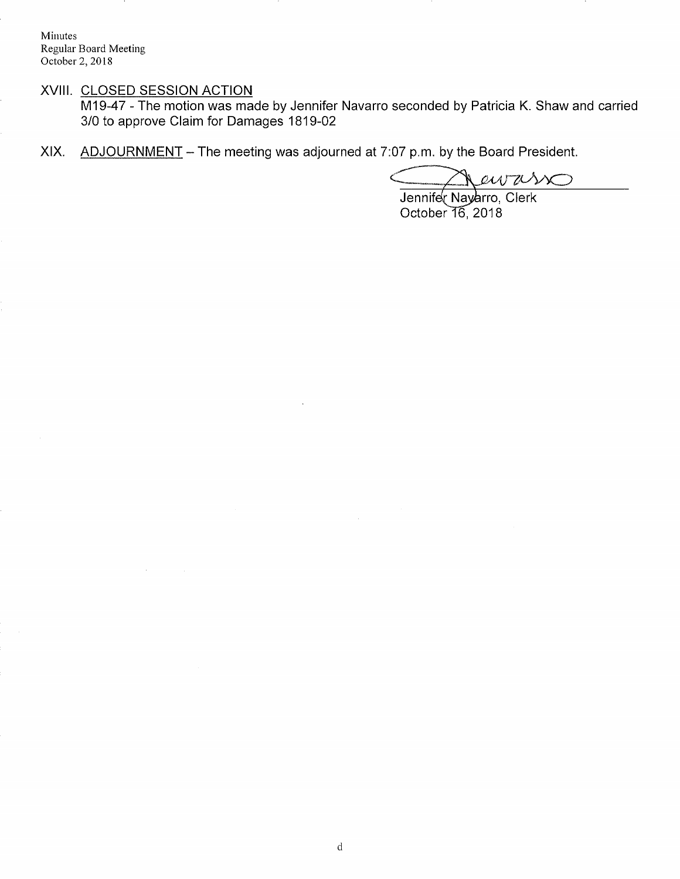XVIII. <u>CLOSED SESSION ACTION</u>

M19-47 - The motion was made by Jennifer Navarro seconded by Patricia K. Shaw and carried 3/0 to approve Claim for Damages 1819-02

XIX. <u>ADJOURNMENT</u> – The meeting was adjourned at 7:07 p.m. by the Board President.

Jennifer Navarro, Clerk
October 16, 2018